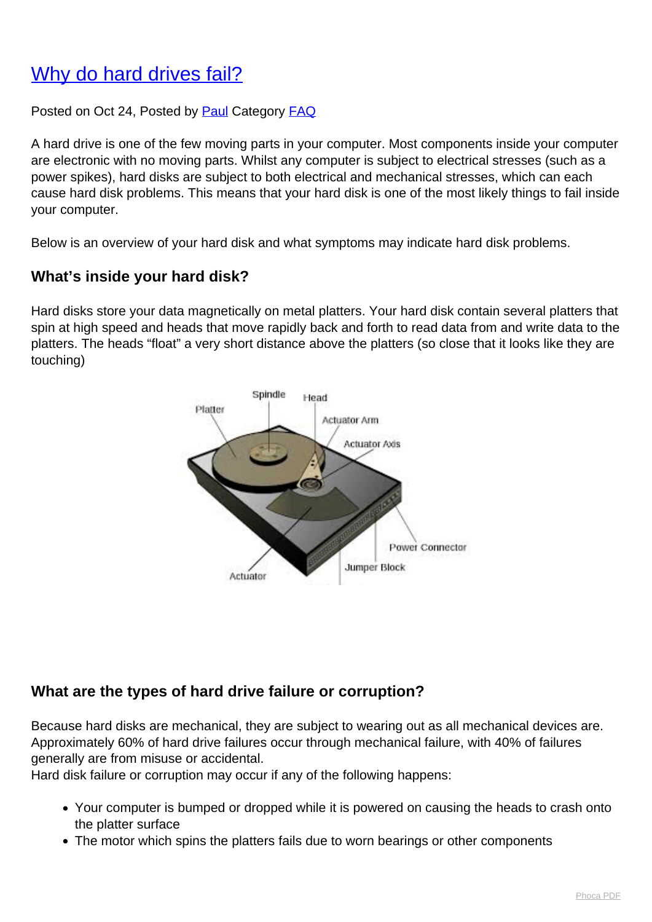# Why do hard drives fail?

Posted on Oct 24, Posted by Paul Category FAQ

A hard drive is one of the few moving parts in your computer. Most components inside your computer are electronic with no moving parts. Whilst any computer is subject to electrical stresses (such as a power spikes), hard disks are subject to both electrical and mechanical stresses, which can each cause hard disk problems. This means that your hard disk is one of the most likely things to fail inside your computer.

Below is an overview of your hard disk and what symptoms may indicate hard disk problems.

## What's inside your hard disk?

Hard disks store your data magnetically on metal platters. Your hard disk contain several platters that spin at high speed and heads that move rapidly back and forth to read data from and write data to the platters. The heads "float" a very short distance above the platters (so close that it looks like they are touching)

## What are the types of hard drive failure or corruption?

Because hard disks are mechanical, they are subject to wearing out as all mechanical devices are. Approximately 60% of hard drive failures occur through mechanical failure, with 40% of failures generally are from misuse or accidental.
Hard disk failure or corruption may occur if any of the following happens:

- Your computer is bumped or dropped while it is powered on causing the heads to crash onto the platter surface
- The motor which spins the platters fails due to worn bearings or other components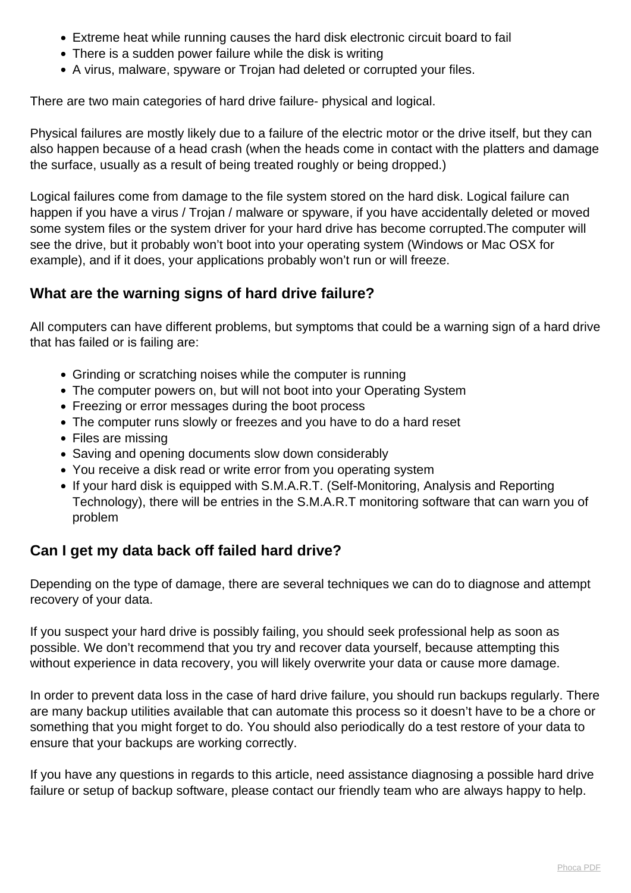- Extreme heat while running causes the hard disk electronic circuit board to fail
- There is a sudden power failure while the disk is writing
- A virus, malware, spyware or Trojan had deleted or corrupted your files.

There are two main categories of hard drive failure- physical and logical.

Physical failures are mostly likely due to a failure of the electric motor or the drive itself, but they can also happen because of a head crash (when the heads come in contact with the platters and damage the surface, usually as a result of being treated roughly or being dropped.)

Logical failures come from damage to the file system stored on the hard disk. Logical failure can happen if you have a virus / Trojan / malware or spyware, if you have accidentally deleted or moved some system files or the system driver for your hard drive has become corrupted.The computer will see the drive, but it probably won't boot into your operating system (Windows or Mac OSX for example), and if it does, your applications probably won't run or will freeze.

## What are the warning signs of hard drive failure?

All computers can have different problems, but symptoms that could be a warning sign of a hard drive that has failed or is failing are:

- Grinding or scratching noises while the computer is running
- The computer powers on, but will not boot into your Operating System
- Freezing or error messages during the boot process
- The computer runs slowly or freezes and you have to do a hard reset
- Files are missing
- Saving and opening documents slow down considerably
- You receive a disk read or write error from you operating system
- If your hard disk is equipped with S.M.A.R.T. (Self-Monitoring, Analysis and Reporting Technology), there will be entries in the S.M.A.R.T monitoring software that can warn you of problem

## Can I get my data back off failed hard drive?

Depending on the type of damage, there are several techniques we can do to diagnose and attempt recovery of your data.

If you suspect your hard drive is possibly failing, you should seek professional help as soon as possible. We don't recommend that you try and recover data yourself, because attempting this without experience in data recovery, you will likely overwrite your data or cause more damage.

In order to prevent data loss in the case of hard drive failure, you should run backups regularly. There are many backup utilities available that can automate this process so it doesn't have to be a chore or something that you might forget to do. You should also periodically do a test restore of your data to ensure that your backups are working correctly.

If you have any questions in regards to this article, need assistance diagnosing a possible hard drive failure or setup of backup software, please contact our friendly team who are always happy to help.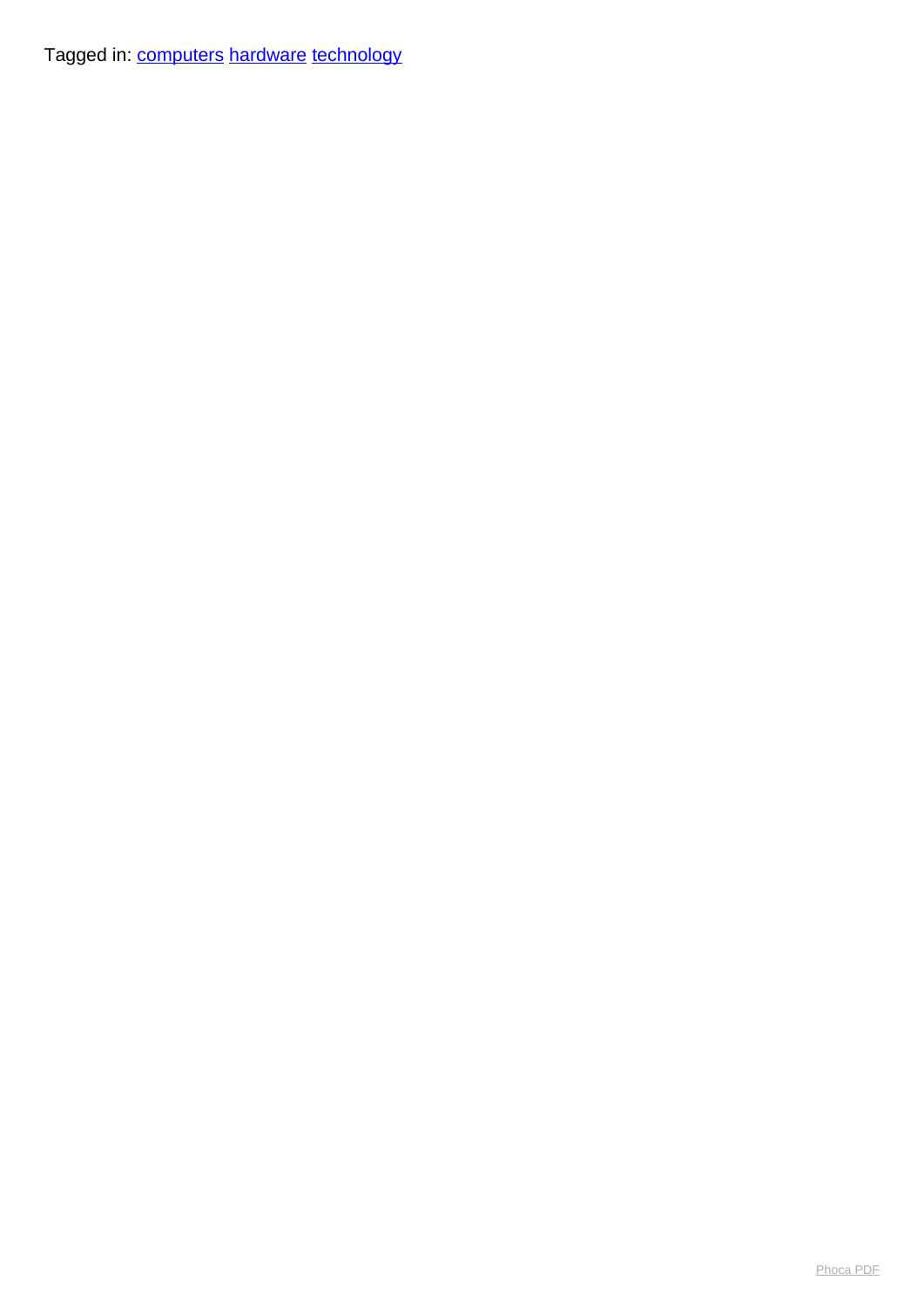Tagged in: computers hardware technology